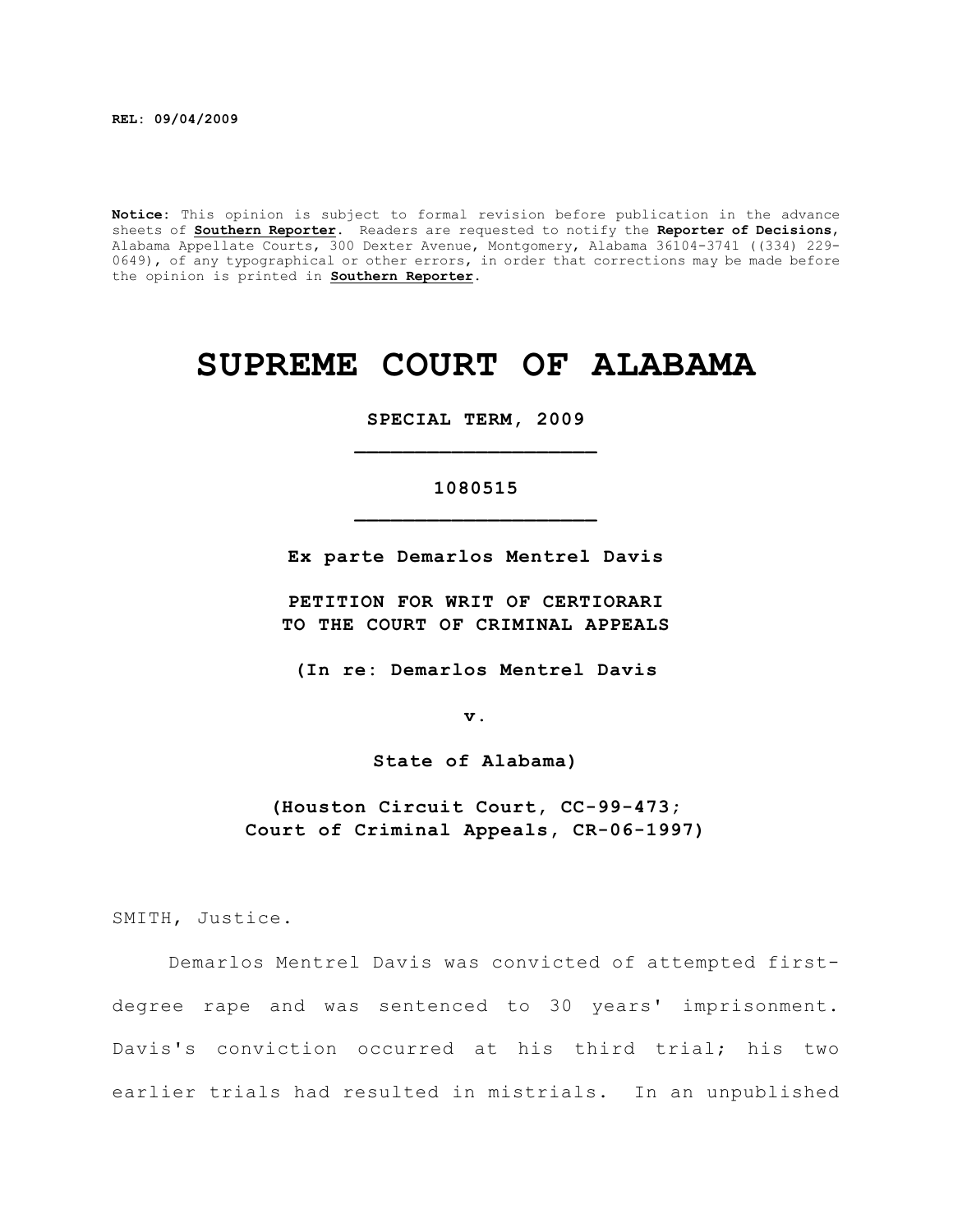**REL: 09/04/2009**

**Notice:** This opinion is subject to formal revision before publication in the advance sheets of **Southern Reporter**. Readers are requested to notify the **Reporter of Decisions**, Alabama Appellate Courts, 300 Dexter Avenue, Montgomery, Alabama 36104-3741 ((334) 229-0649), of any typographical or other errors, in order that corrections may be made before the opinion is printed in **Southern Reporter**.

# SUPREME COURT OF ALABAMA

**SPECIAL TERM, 2009**

**1080515**

**Ex parte Demarlos Mentrel Davis**

**PETITION FOR WRIT OF CERTIORARI TO THE COURT OF CRIMINAL APPEALS**

**(In re: Demarlos Mentrel Davis**

**v.**

**State of Alabama)**

**(Houston Circuit Court, CC-99-473; Court of Criminal Appeals, CR-06-1997)**

SMITH, Justice.

Demarlos Mentrel Davis was convicted of attempted first-degree rape and was sentenced to 30 years' imprisonment. Davis's conviction occurred at his third trial; his two earlier trials had resulted in mistrials. In an unpublished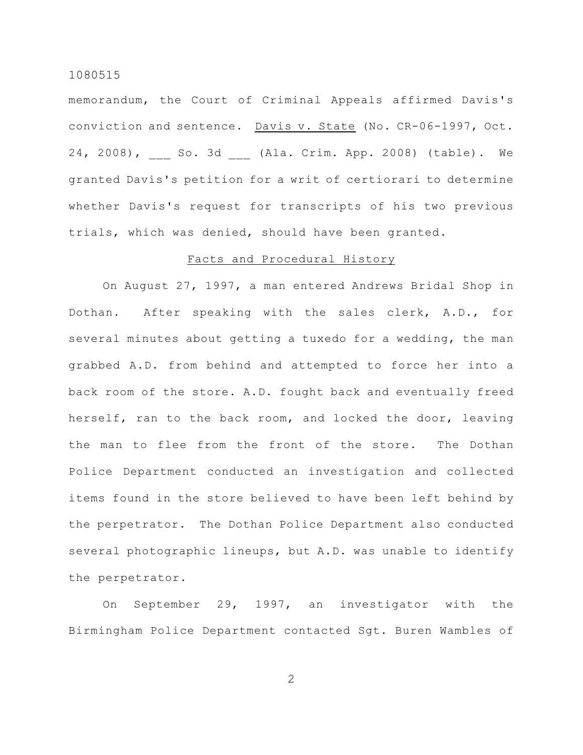memorandum, the Court of Criminal Appeals affirmed Davis's conviction and sentence. Davis v. State (No. CR-06-1997, Oct. 24, 2008), ___ So. 3d ___ (Ala. Crim. App. 2008) (table). We granted Davis's petition for a writ of certiorari to determine whether Davis's request for transcripts of his two previous trials, which was denied, should have been granted.

## Facts and Procedural History

On August 27, 1997, a man entered Andrews Bridal Shop in Dothan. After speaking with the sales clerk, A.D., for several minutes about getting a tuxedo for a wedding, the man grabbed A.D. from behind and attempted to force her into a back room of the store. A.D. fought back and eventually freed herself, ran to the back room, and locked the door, leaving the man to flee from the front of the store. The Dothan Police Department conducted an investigation and collected items found in the store believed to have been left behind by the perpetrator. The Dothan Police Department also conducted several photographic lineups, but A.D. was unable to identify the perpetrator.

On September 29, 1997, an investigator with the Birmingham Police Department contacted Sgt. Buren Wambles of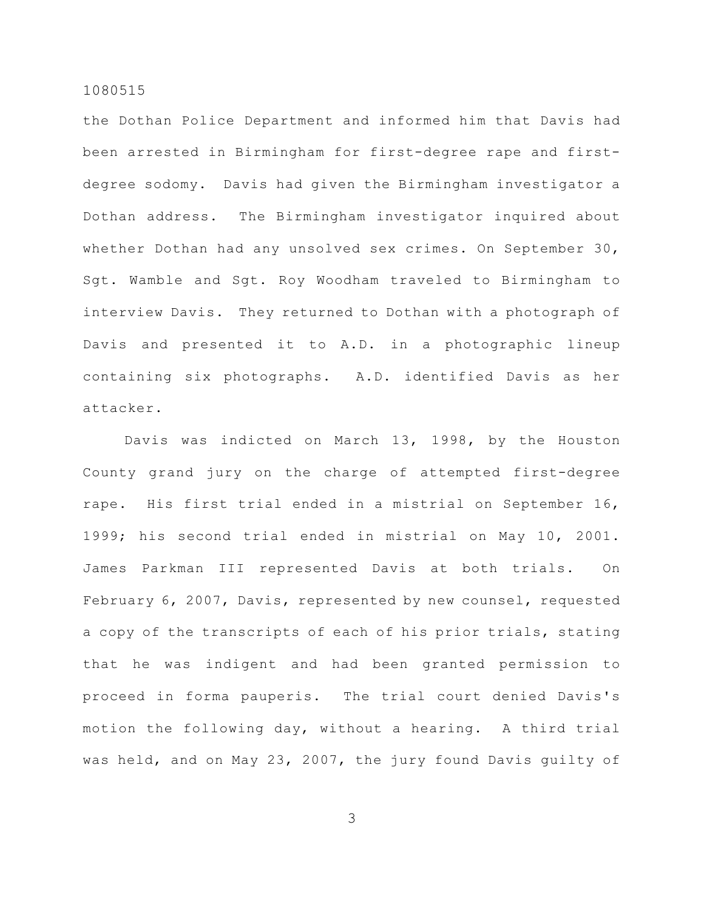the Dothan Police Department and informed him that Davis had been arrested in Birmingham for first-degree rape and first-degree sodomy. Davis had given the Birmingham investigator a Dothan address. The Birmingham investigator inquired about whether Dothan had any unsolved sex crimes. On September 30, Sgt. Wamble and Sgt. Roy Woodham traveled to Birmingham to interview Davis. They returned to Dothan with a photograph of Davis and presented it to A.D. in a photographic lineup containing six photographs. A.D. identified Davis as her attacker.

Davis was indicted on March 13, 1998, by the Houston County grand jury on the charge of attempted first-degree rape. His first trial ended in a mistrial on September 16, 1999; his second trial ended in mistrial on May 10, 2001. James Parkman III represented Davis at both trials. On February 6, 2007, Davis, represented by new counsel, requested a copy of the transcripts of each of his prior trials, stating that he was indigent and had been granted permission to proceed in forma pauperis. The trial court denied Davis's motion the following day, without a hearing. A third trial was held, and on May 23, 2007, the jury found Davis guilty of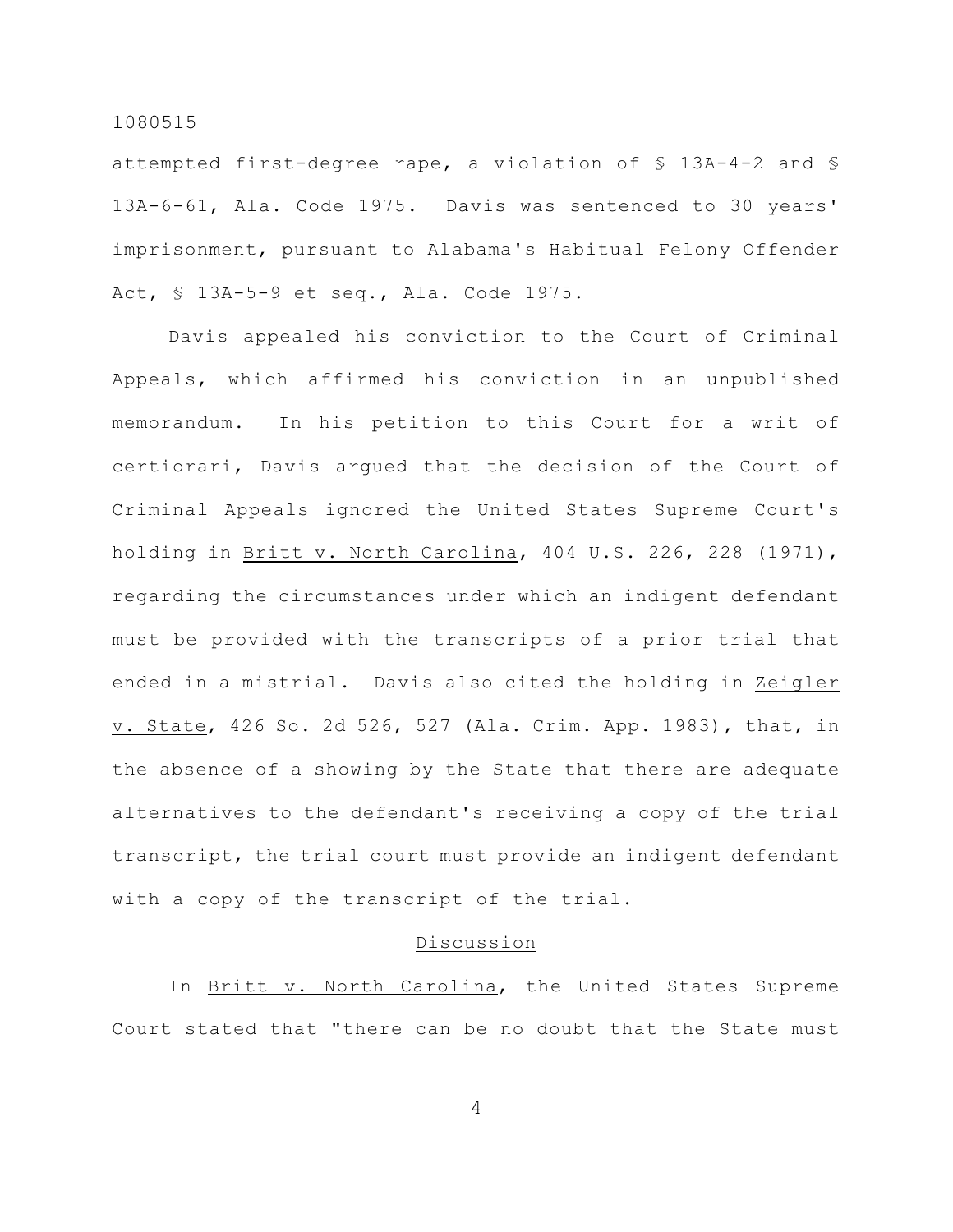attempted first-degree rape, a violation of § 13A-4-2 and § 13A-6-61, Ala. Code 1975. Davis was sentenced to 30 years' imprisonment, pursuant to Alabama's Habitual Felony Offender Act, § 13A-5-9 et seq., Ala. Code 1975.

Davis appealed his conviction to the Court of Criminal Appeals, which affirmed his conviction in an unpublished memorandum. In his petition to this Court for a writ of certiorari, Davis argued that the decision of the Court of Criminal Appeals ignored the United States Supreme Court's holding in Britt v. North Carolina, 404 U.S. 226, 228 (1971), regarding the circumstances under which an indigent defendant must be provided with the transcripts of a prior trial that ended in a mistrial. Davis also cited the holding in Zeigler v. State, 426 So. 2d 526, 527 (Ala. Crim. App. 1983), that, in the absence of a showing by the State that there are adequate alternatives to the defendant's receiving a copy of the trial transcript, the trial court must provide an indigent defendant with a copy of the transcript of the trial.

## Discussion

In Britt v. North Carolina, the United States Supreme Court stated that "there can be no doubt that the State must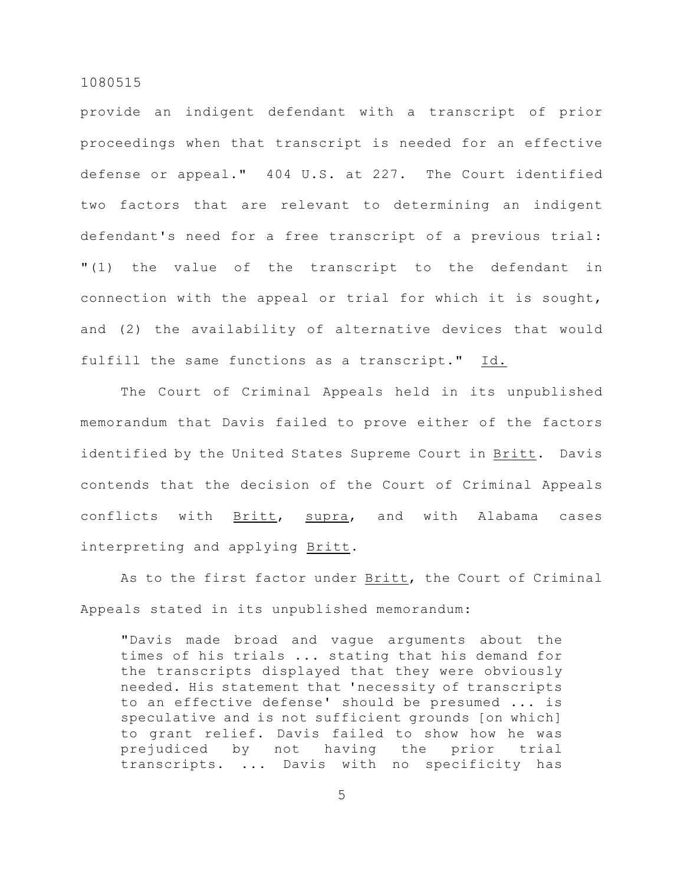provide an indigent defendant with a transcript of prior proceedings when that transcript is needed for an effective defense or appeal." 404 U.S. at 227. The Court identified two factors that are relevant to determining an indigent defendant's need for a free transcript of a previous trial: "(1) the value of the transcript to the defendant in connection with the appeal or trial for which it is sought, and (2) the availability of alternative devices that would fulfill the same functions as a transcript." Id.

The Court of Criminal Appeals held in its unpublished memorandum that Davis failed to prove either of the factors identified by the United States Supreme Court in Britt. Davis contends that the decision of the Court of Criminal Appeals conflicts with Britt, supra, and with Alabama cases interpreting and applying Britt.

As to the first factor under Britt, the Court of Criminal Appeals stated in its unpublished memorandum:

> "Davis made broad and vague arguments about the times of his trials ... stating that his demand for the transcripts displayed that they were obviously needed. His statement that 'necessity of transcripts to an effective defense' should be presumed ... is speculative and is not sufficient grounds [on which] to grant relief. Davis failed to show how he was prejudiced by not having the prior trial transcripts. ... Davis with no specificity has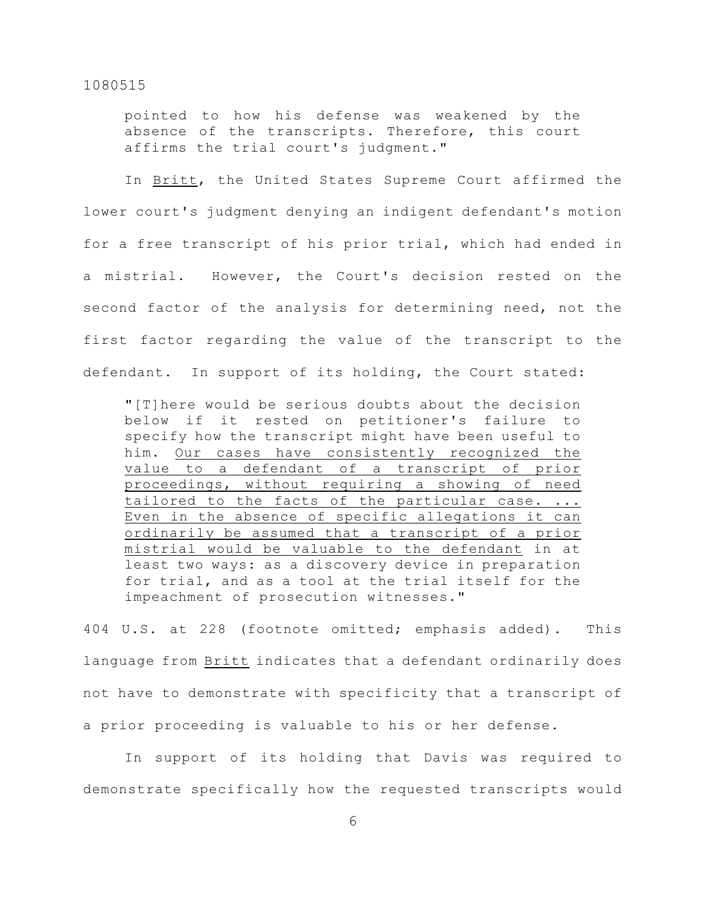pointed to how his defense was weakened by the absence of the transcripts. Therefore, this court affirms the trial court's judgment."

In Britt, the United States Supreme Court affirmed the lower court's judgment denying an indigent defendant's motion for a free transcript of his prior trial, which had ended in a mistrial. However, the Court's decision rested on the second factor of the analysis for determining need, not the first factor regarding the value of the transcript to the defendant. In support of its holding, the Court stated:

> "[T]here would be serious doubts about the decision below if it rested on petitioner's failure to specify how the transcript might have been useful to him. Our cases have consistently recognized the value to a defendant of a transcript of prior proceedings, without requiring a showing of need tailored to the facts of the particular case. ... Even in the absence of specific allegations it can ordinarily be assumed that a transcript of a prior mistrial would be valuable to the defendant in at least two ways: as a discovery device in preparation for trial, and as a tool at the trial itself for the impeachment of prosecution witnesses."

404 U.S. at 228 (footnote omitted; emphasis added). This language from Britt indicates that a defendant ordinarily does not have to demonstrate with specificity that a transcript of a prior proceeding is valuable to his or her defense.

In support of its holding that Davis was required to demonstrate specifically how the requested transcripts would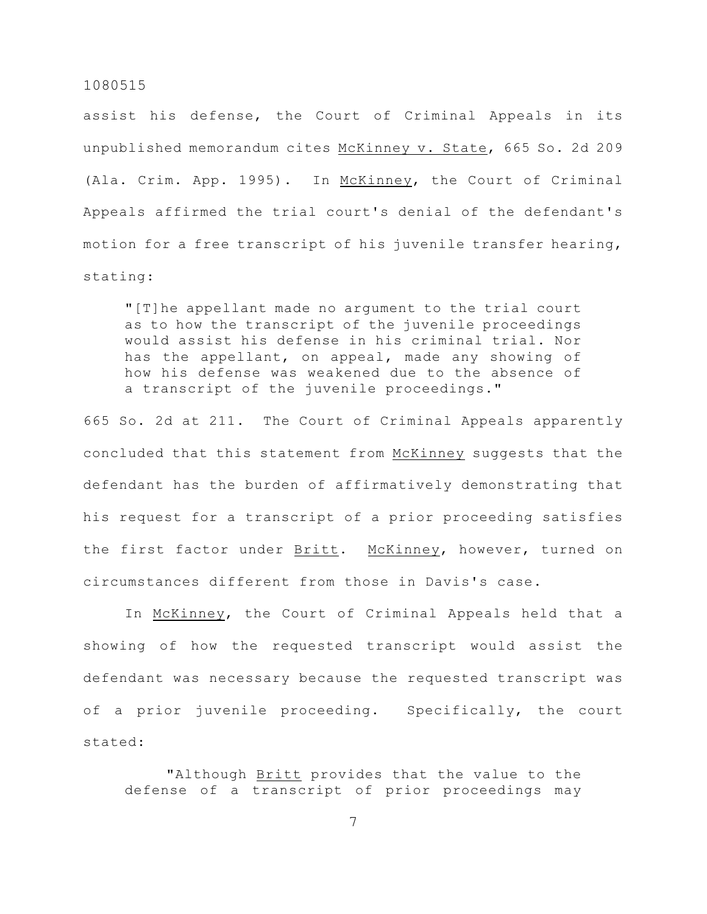assist his defense, the Court of Criminal Appeals in its unpublished memorandum cites McKinney v. State, 665 So. 2d 209 (Ala. Crim. App. 1995). In McKinney, the Court of Criminal Appeals affirmed the trial court's denial of the defendant's motion for a free transcript of his juvenile transfer hearing, stating:

> "[T]he appellant made no argument to the trial court as to how the transcript of the juvenile proceedings would assist his defense in his criminal trial. Nor has the appellant, on appeal, made any showing of how his defense was weakened due to the absence of a transcript of the juvenile proceedings."

665 So. 2d at 211. The Court of Criminal Appeals apparently concluded that this statement from McKinney suggests that the defendant has the burden of affirmatively demonstrating that his request for a transcript of a prior proceeding satisfies the first factor under Britt. McKinney, however, turned on circumstances different from those in Davis's case.

In McKinney, the Court of Criminal Appeals held that a showing of how the requested transcript would assist the defendant was necessary because the requested transcript was of a prior juvenile proceeding. Specifically, the court stated:

> "Although Britt provides that the value to the defense of a transcript of prior proceedings may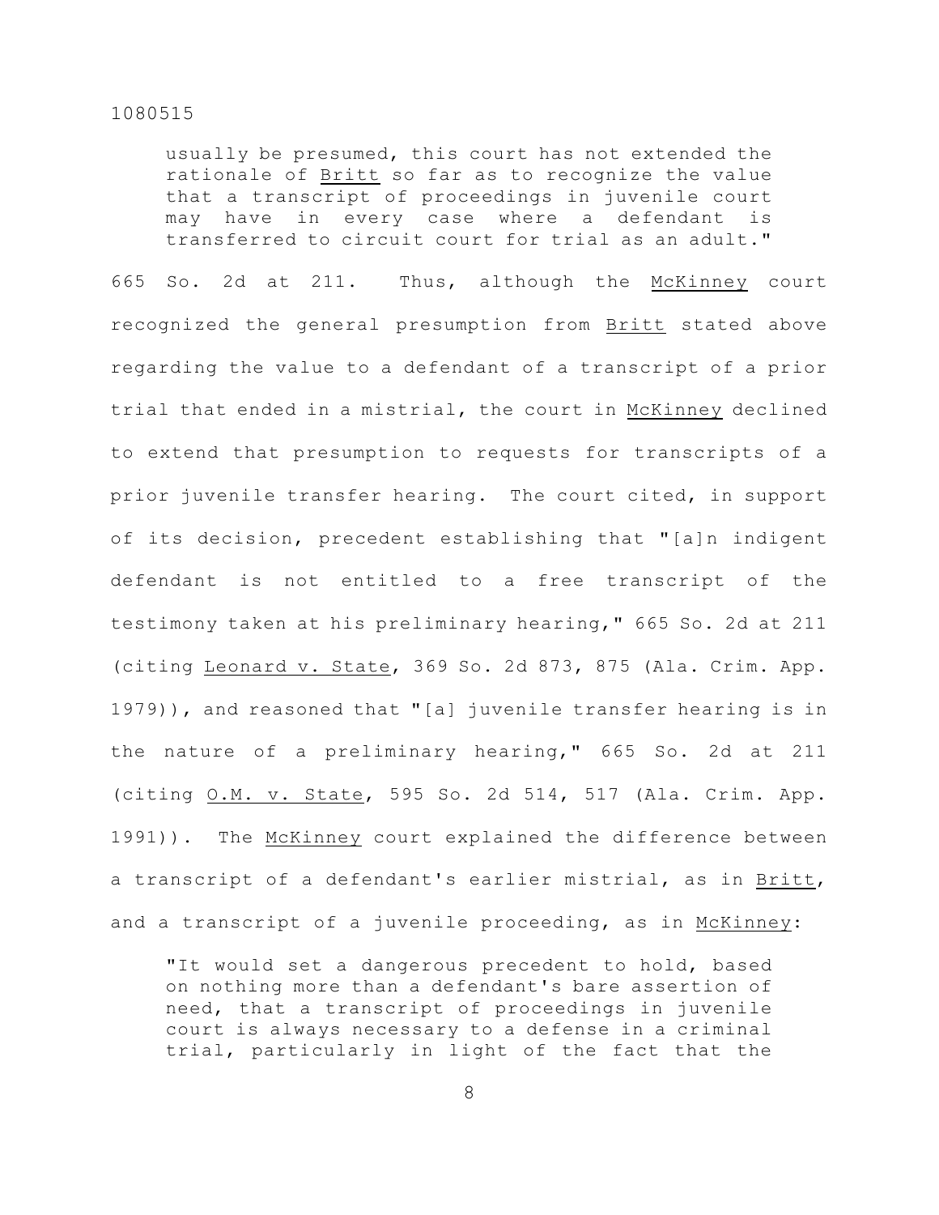> usually be presumed, this court has not extended the rationale of Britt so far as to recognize the value that a transcript of proceedings in juvenile court may have in every case where a defendant is transferred to circuit court for trial as an adult."

665 So. 2d at 211. Thus, although the McKinney court recognized the general presumption from Britt stated above regarding the value to a defendant of a transcript of a prior trial that ended in a mistrial, the court in McKinney declined to extend that presumption to requests for transcripts of a prior juvenile transfer hearing. The court cited, in support of its decision, precedent establishing that "[a]n indigent defendant is not entitled to a free transcript of the testimony taken at his preliminary hearing," 665 So. 2d at 211 (citing Leonard v. State, 369 So. 2d 873, 875 (Ala. Crim. App. 1979)), and reasoned that "[a] juvenile transfer hearing is in the nature of a preliminary hearing," 665 So. 2d at 211 (citing O.M. v. State, 595 So. 2d 514, 517 (Ala. Crim. App. 1991)). The McKinney court explained the difference between a transcript of a defendant's earlier mistrial, as in Britt, and a transcript of a juvenile proceeding, as in McKinney:

> "It would set a dangerous precedent to hold, based on nothing more than a defendant's bare assertion of need, that a transcript of proceedings in juvenile court is always necessary to a defense in a criminal trial, particularly in light of the fact that the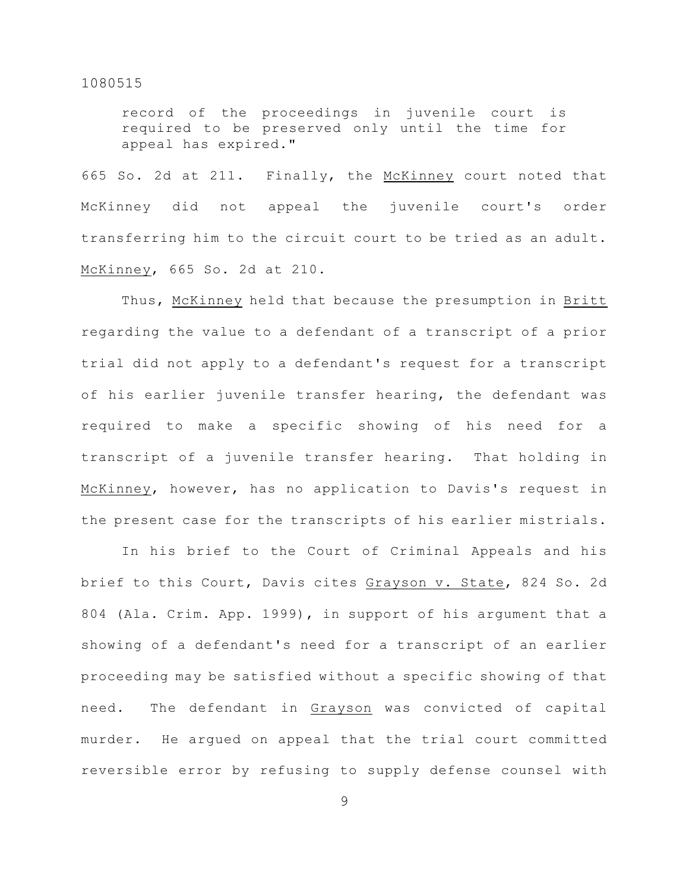> record of the proceedings in juvenile court is required to be preserved only until the time for appeal has expired."

665 So. 2d at 211. Finally, the McKinney court noted that McKinney did not appeal the juvenile court's order transferring him to the circuit court to be tried as an adult. McKinney, 665 So. 2d at 210.

Thus, McKinney held that because the presumption in Britt regarding the value to a defendant of a transcript of a prior trial did not apply to a defendant's request for a transcript of his earlier juvenile transfer hearing, the defendant was required to make a specific showing of his need for a transcript of a juvenile transfer hearing. That holding in McKinney, however, has no application to Davis's request in the present case for the transcripts of his earlier mistrials.

In his brief to the Court of Criminal Appeals and his brief to this Court, Davis cites Grayson v. State, 824 So. 2d 804 (Ala. Crim. App. 1999), in support of his argument that a showing of a defendant's need for a transcript of an earlier proceeding may be satisfied without a specific showing of that need. The defendant in Grayson was convicted of capital murder. He argued on appeal that the trial court committed reversible error by refusing to supply defense counsel with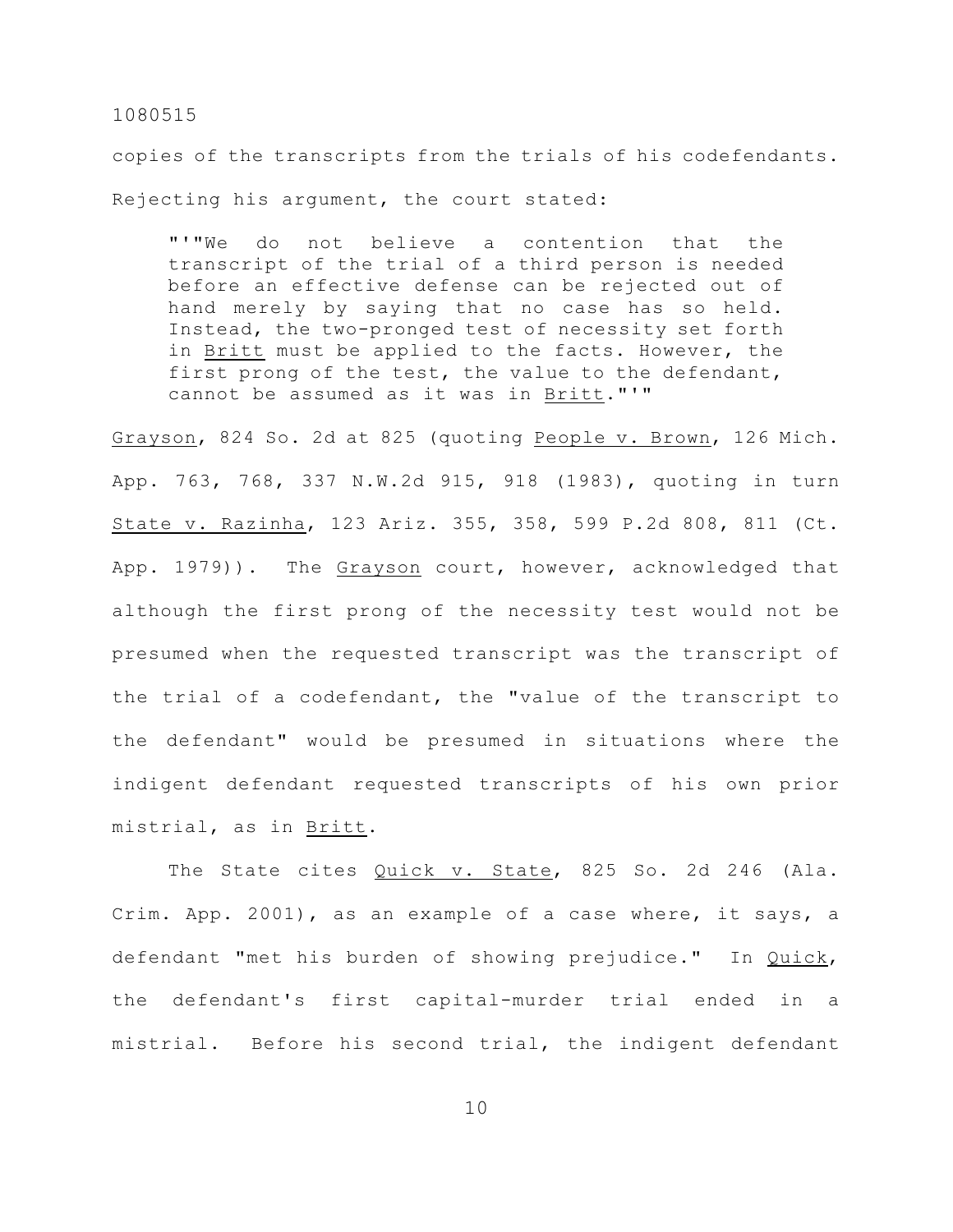copies of the transcripts from the trials of his codefendants. Rejecting his argument, the court stated:

> "'"We do not believe a contention that the transcript of the trial of a third person is needed before an effective defense can be rejected out of hand merely by saying that no case has so held. Instead, the two-pronged test of necessity set forth in Britt must be applied to the facts. However, the first prong of the test, the value to the defendant, cannot be assumed as it was in Britt."'"

Grayson, 824 So. 2d at 825 (quoting People v. Brown, 126 Mich. App. 763, 768, 337 N.W.2d 915, 918 (1983), quoting in turn State v. Razinha, 123 Ariz. 355, 358, 599 P.2d 808, 811 (Ct. App. 1979)). The Grayson court, however, acknowledged that although the first prong of the necessity test would not be presumed when the requested transcript was the transcript of the trial of a codefendant, the "value of the transcript to the defendant" would be presumed in situations where the indigent defendant requested transcripts of his own prior mistrial, as in Britt.

The State cites Quick v. State, 825 So. 2d 246 (Ala. Crim. App. 2001), as an example of a case where, it says, a defendant "met his burden of showing prejudice." In Quick, the defendant's first capital-murder trial ended in a mistrial. Before his second trial, the indigent defendant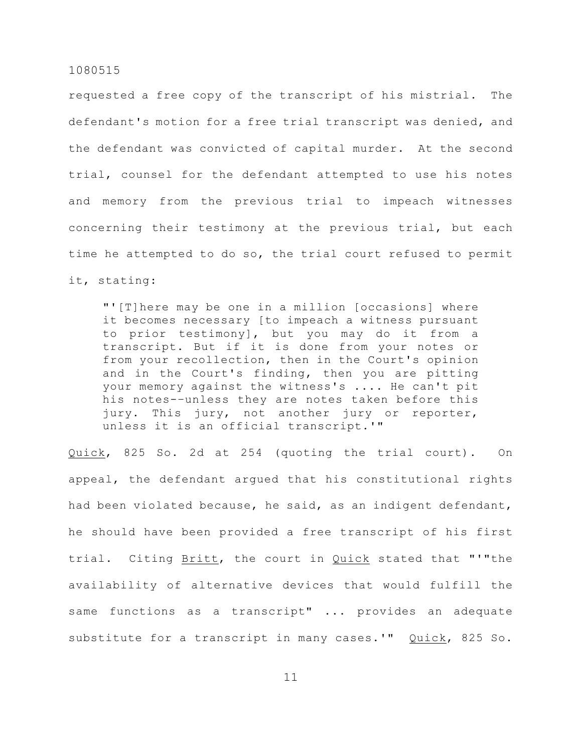requested a free copy of the transcript of his mistrial. The defendant's motion for a free trial transcript was denied, and the defendant was convicted of capital murder. At the second trial, counsel for the defendant attempted to use his notes and memory from the previous trial to impeach witnesses concerning their testimony at the previous trial, but each time he attempted to do so, the trial court refused to permit it, stating:

> "'[T]here may be one in a million [occasions] where it becomes necessary [to impeach a witness pursuant to prior testimony], but you may do it from a transcript. But if it is done from your notes or from your recollection, then in the Court's opinion and in the Court's finding, then you are pitting your memory against the witness's .... He can't pit his notes--unless they are notes taken before this jury. This jury, not another jury or reporter, unless it is an official transcript.'"

Quick, 825 So. 2d at 254 (quoting the trial court). On appeal, the defendant argued that his constitutional rights had been violated because, he said, as an indigent defendant, he should have been provided a free transcript of his first trial. Citing Britt, the court in Quick stated that "'"the availability of alternative devices that would fulfill the same functions as a transcript" ... provides an adequate substitute for a transcript in many cases.'" Quick, 825 So.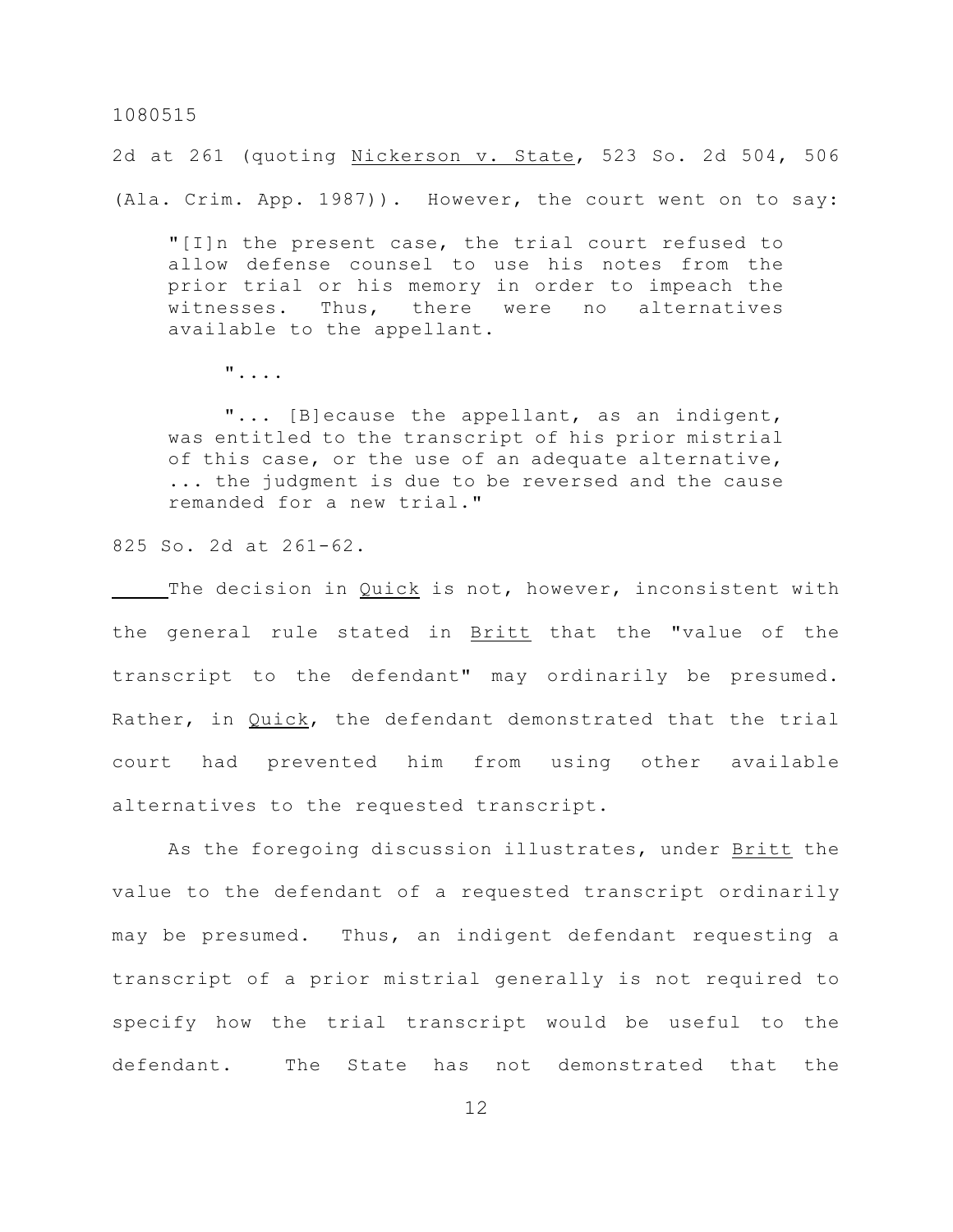2d at 261 (quoting Nickerson v. State, 523 So. 2d 504, 506 (Ala. Crim. App. 1987)). However, the court went on to say:

> "[I]n the present case, the trial court refused to allow defense counsel to use his notes from the prior trial or his memory in order to impeach the witnesses. Thus, there were no alternatives available to the appellant.
>
> "....
>
> "... [B]ecause the appellant, as an indigent, was entitled to the transcript of his prior mistrial of this case, or the use of an adequate alternative, ... the judgment is due to be reversed and the cause remanded for a new trial."

825 So. 2d at 261-62.

The decision in Quick is not, however, inconsistent with the general rule stated in Britt that the "value of the transcript to the defendant" may ordinarily be presumed. Rather, in Quick, the defendant demonstrated that the trial court had prevented him from using other available alternatives to the requested transcript.

As the foregoing discussion illustrates, under Britt the value to the defendant of a requested transcript ordinarily may be presumed. Thus, an indigent defendant requesting a transcript of a prior mistrial generally is not required to specify how the trial transcript would be useful to the defendant. The State has not demonstrated that the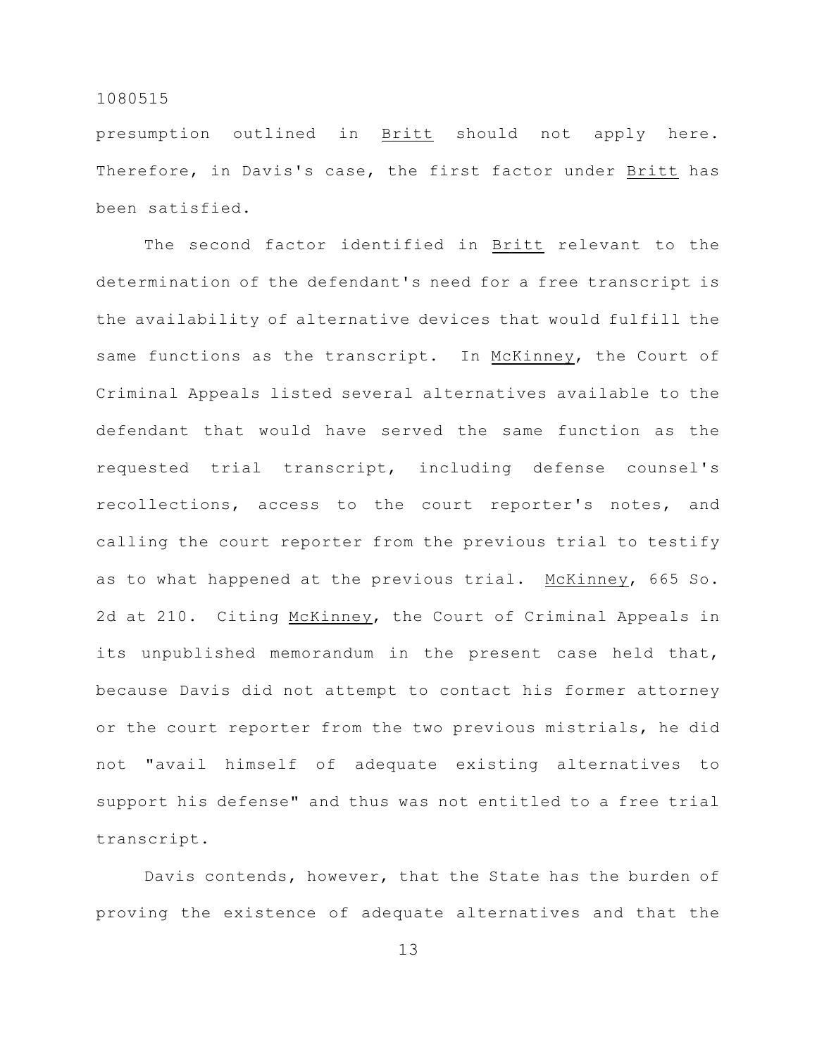presumption outlined in Britt should not apply here. Therefore, in Davis's case, the first factor under Britt has been satisfied.

The second factor identified in Britt relevant to the determination of the defendant's need for a free transcript is the availability of alternative devices that would fulfill the same functions as the transcript. In McKinney, the Court of Criminal Appeals listed several alternatives available to the defendant that would have served the same function as the requested trial transcript, including defense counsel's recollections, access to the court reporter's notes, and calling the court reporter from the previous trial to testify as to what happened at the previous trial. McKinney, 665 So. 2d at 210. Citing McKinney, the Court of Criminal Appeals in its unpublished memorandum in the present case held that, because Davis did not attempt to contact his former attorney or the court reporter from the two previous mistrials, he did not "avail himself of adequate existing alternatives to support his defense" and thus was not entitled to a free trial transcript.

Davis contends, however, that the State has the burden of proving the existence of adequate alternatives and that the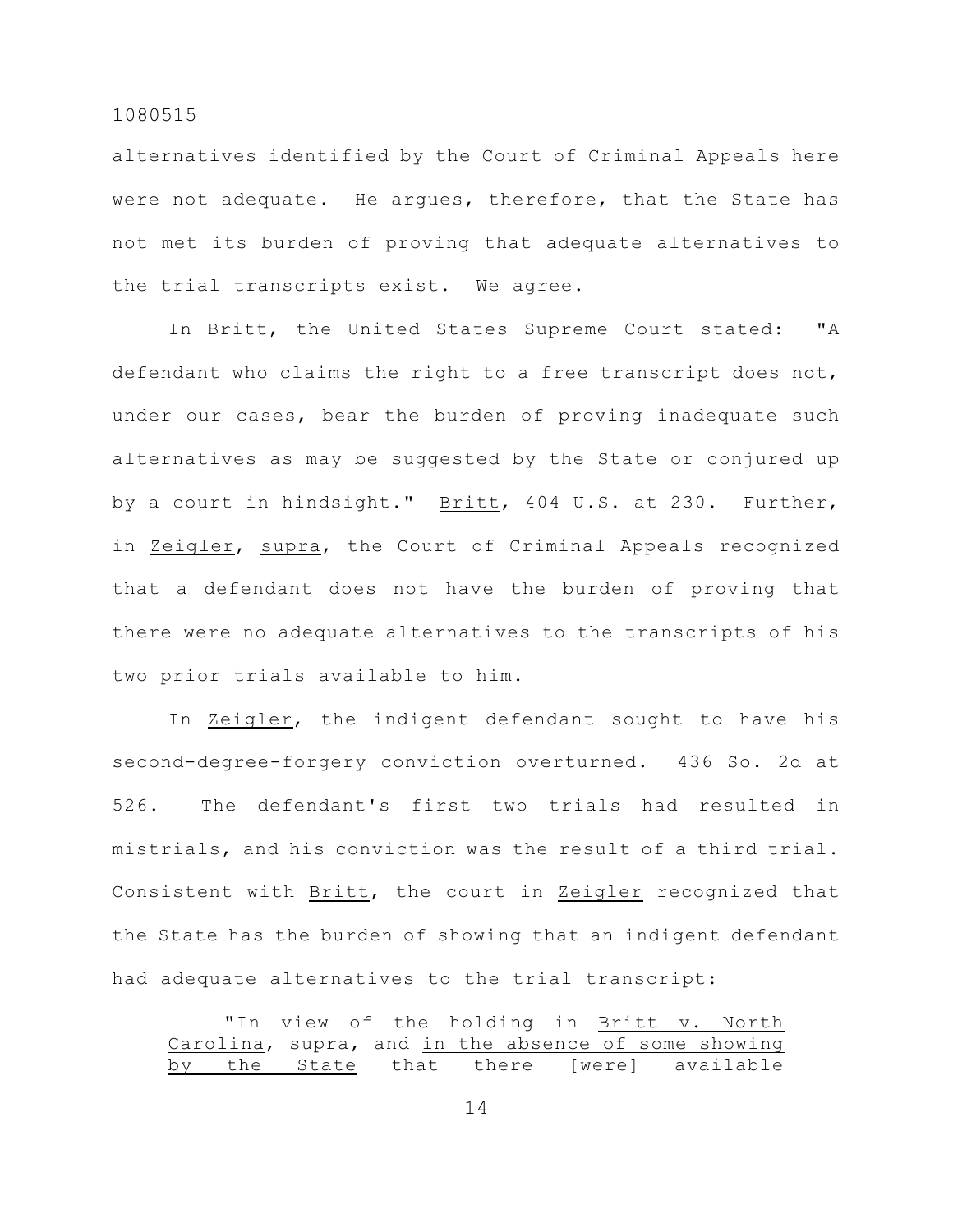alternatives identified by the Court of Criminal Appeals here were not adequate. He argues, therefore, that the State has not met its burden of proving that adequate alternatives to the trial transcripts exist. We agree.

In Britt, the United States Supreme Court stated: "A defendant who claims the right to a free transcript does not, under our cases, bear the burden of proving inadequate such alternatives as may be suggested by the State or conjured up by a court in hindsight." Britt, 404 U.S. at 230. Further, in Zeigler, supra, the Court of Criminal Appeals recognized that a defendant does not have the burden of proving that there were no adequate alternatives to the transcripts of his two prior trials available to him.

In Zeigler, the indigent defendant sought to have his second-degree-forgery conviction overturned. 436 So. 2d at 526. The defendant's first two trials had resulted in mistrials, and his conviction was the result of a third trial. Consistent with Britt, the court in Zeigler recognized that the State has the burden of showing that an indigent defendant had adequate alternatives to the trial transcript:

> "In view of the holding in Britt v. North Carolina, supra, and in the absence of some showing by the State that there [were] available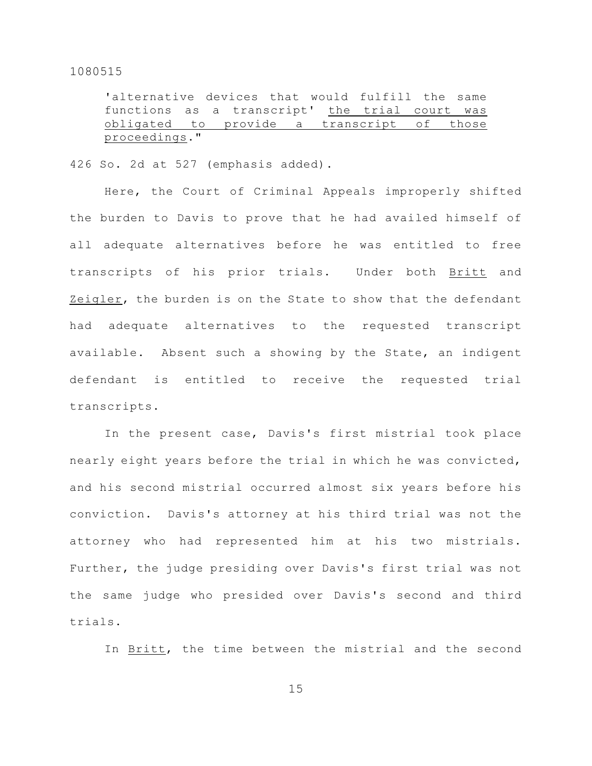> 'alternative devices that would fulfill the same functions as a transcript' <u>the trial court was obligated to provide a transcript of those proceedings</u>."

426 So. 2d at 527 (emphasis added).

Here, the Court of Criminal Appeals improperly shifted the burden to Davis to prove that he had availed himself of all adequate alternatives before he was entitled to free transcripts of his prior trials. Under both <u>Britt</u> and <u>Zeigler</u>, the burden is on the State to show that the defendant had adequate alternatives to the requested transcript available. Absent such a showing by the State, an indigent defendant is entitled to receive the requested trial transcripts.

In the present case, Davis's first mistrial took place nearly eight years before the trial in which he was convicted, and his second mistrial occurred almost six years before his conviction. Davis's attorney at his third trial was not the attorney who had represented him at his two mistrials. Further, the judge presiding over Davis's first trial was not the same judge who presided over Davis's second and third trials.

In <u>Britt</u>, the time between the mistrial and the second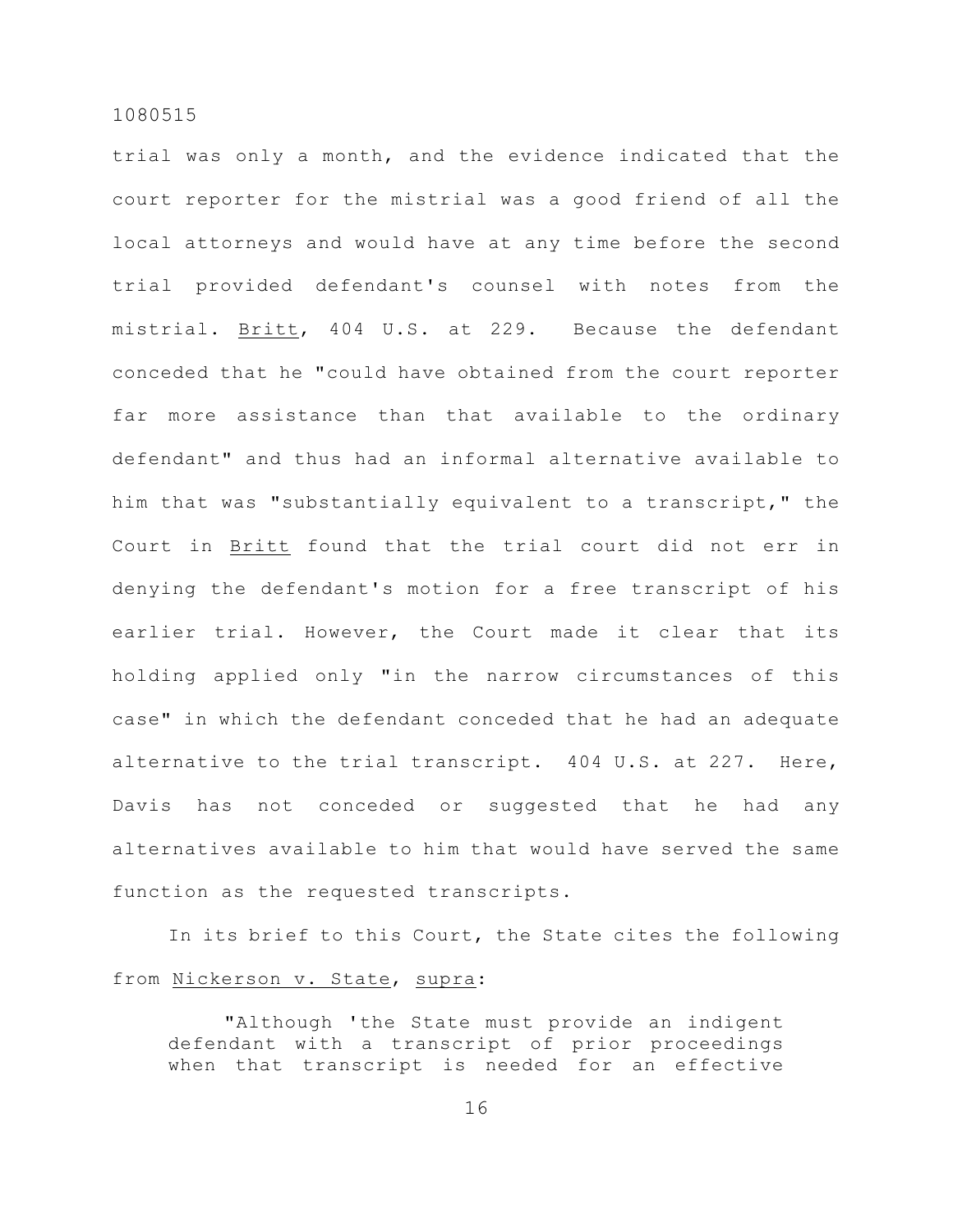trial was only a month, and the evidence indicated that the court reporter for the mistrial was a good friend of all the local attorneys and would have at any time before the second trial provided defendant's counsel with notes from the mistrial. Britt, 404 U.S. at 229. Because the defendant conceded that he "could have obtained from the court reporter far more assistance than that available to the ordinary defendant" and thus had an informal alternative available to him that was "substantially equivalent to a transcript," the Court in Britt found that the trial court did not err in denying the defendant's motion for a free transcript of his earlier trial. However, the Court made it clear that its holding applied only "in the narrow circumstances of this case" in which the defendant conceded that he had an adequate alternative to the trial transcript. 404 U.S. at 227. Here, Davis has not conceded or suggested that he had any alternatives available to him that would have served the same function as the requested transcripts.

In its brief to this Court, the State cites the following from Nickerson v. State, supra:

> "Although 'the State must provide an indigent defendant with a transcript of prior proceedings when that transcript is needed for an effective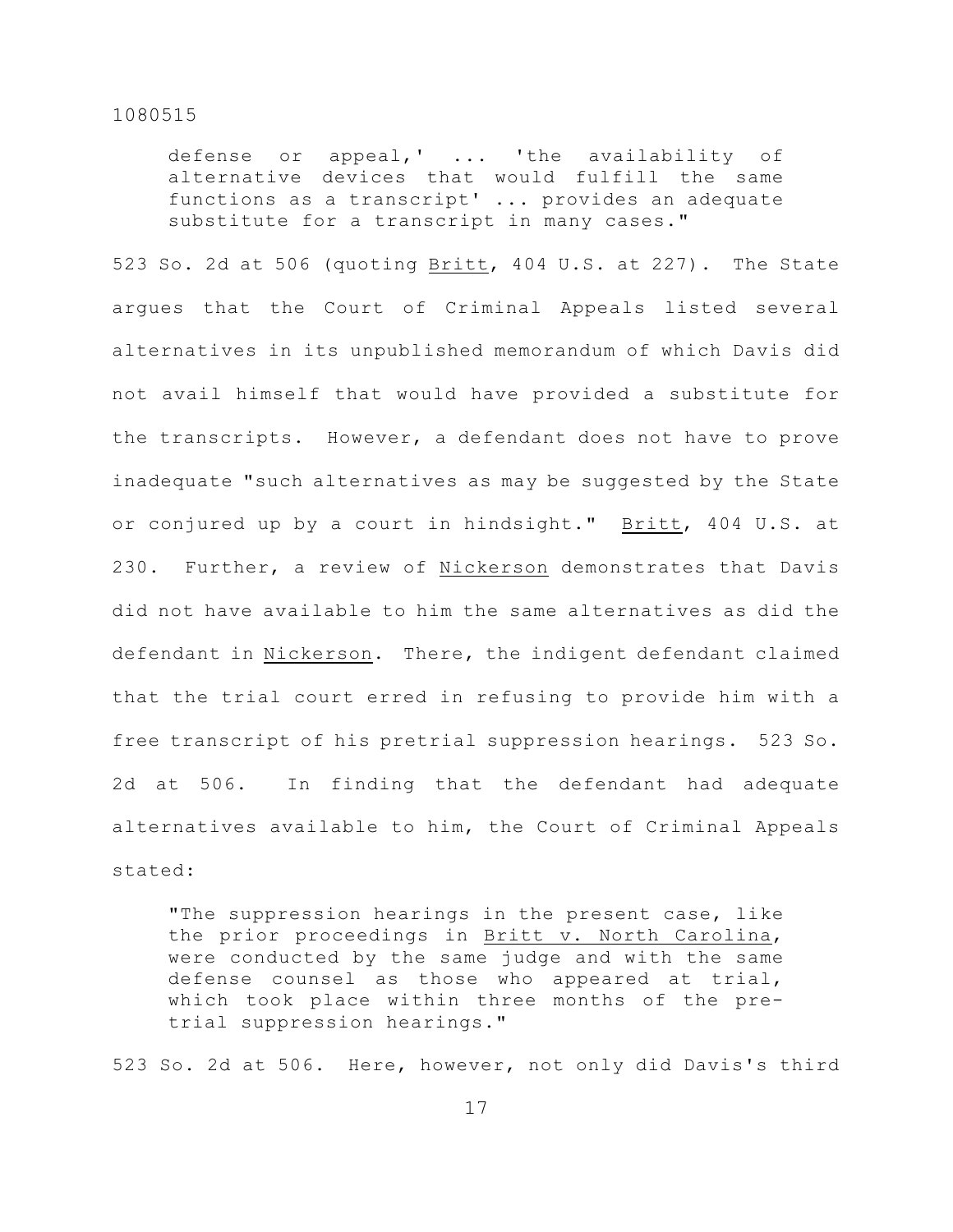> defense or appeal,' ... 'the availability of alternative devices that would fulfill the same functions as a transcript' ... provides an adequate substitute for a transcript in many cases."

523 So. 2d at 506 (quoting Britt, 404 U.S. at 227). The State argues that the Court of Criminal Appeals listed several alternatives in its unpublished memorandum of which Davis did not avail himself that would have provided a substitute for the transcripts. However, a defendant does not have to prove inadequate "such alternatives as may be suggested by the State or conjured up by a court in hindsight." Britt, 404 U.S. at 230. Further, a review of Nickerson demonstrates that Davis did not have available to him the same alternatives as did the defendant in Nickerson. There, the indigent defendant claimed that the trial court erred in refusing to provide him with a free transcript of his pretrial suppression hearings. 523 So. 2d at 506. In finding that the defendant had adequate alternatives available to him, the Court of Criminal Appeals stated:

> "The suppression hearings in the present case, like the prior proceedings in Britt v. North Carolina, were conducted by the same judge and with the same defense counsel as those who appeared at trial, which took place within three months of the pre-trial suppression hearings."

523 So. 2d at 506. Here, however, not only did Davis's third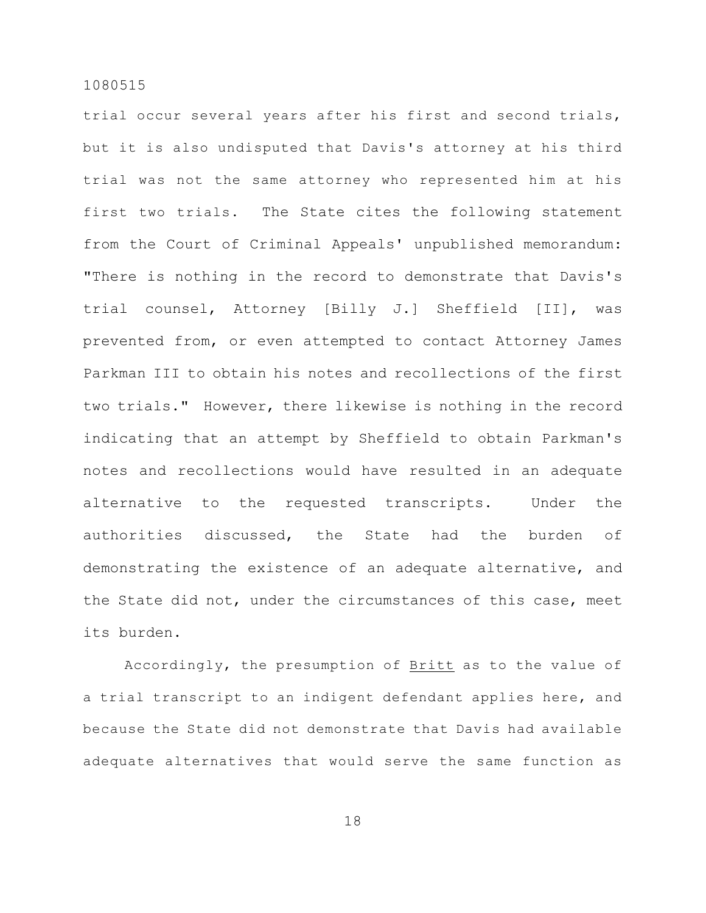trial occur several years after his first and second trials, but it is also undisputed that Davis's attorney at his third trial was not the same attorney who represented him at his first two trials. The State cites the following statement from the Court of Criminal Appeals' unpublished memorandum: "There is nothing in the record to demonstrate that Davis's trial counsel, Attorney [Billy J.] Sheffield [II], was prevented from, or even attempted to contact Attorney James Parkman III to obtain his notes and recollections of the first two trials." However, there likewise is nothing in the record indicating that an attempt by Sheffield to obtain Parkman's notes and recollections would have resulted in an adequate alternative to the requested transcripts. Under the authorities discussed, the State had the burden of demonstrating the existence of an adequate alternative, and the State did not, under the circumstances of this case, meet its burden.

Accordingly, the presumption of Britt as to the value of a trial transcript to an indigent defendant applies here, and because the State did not demonstrate that Davis had available adequate alternatives that would serve the same function as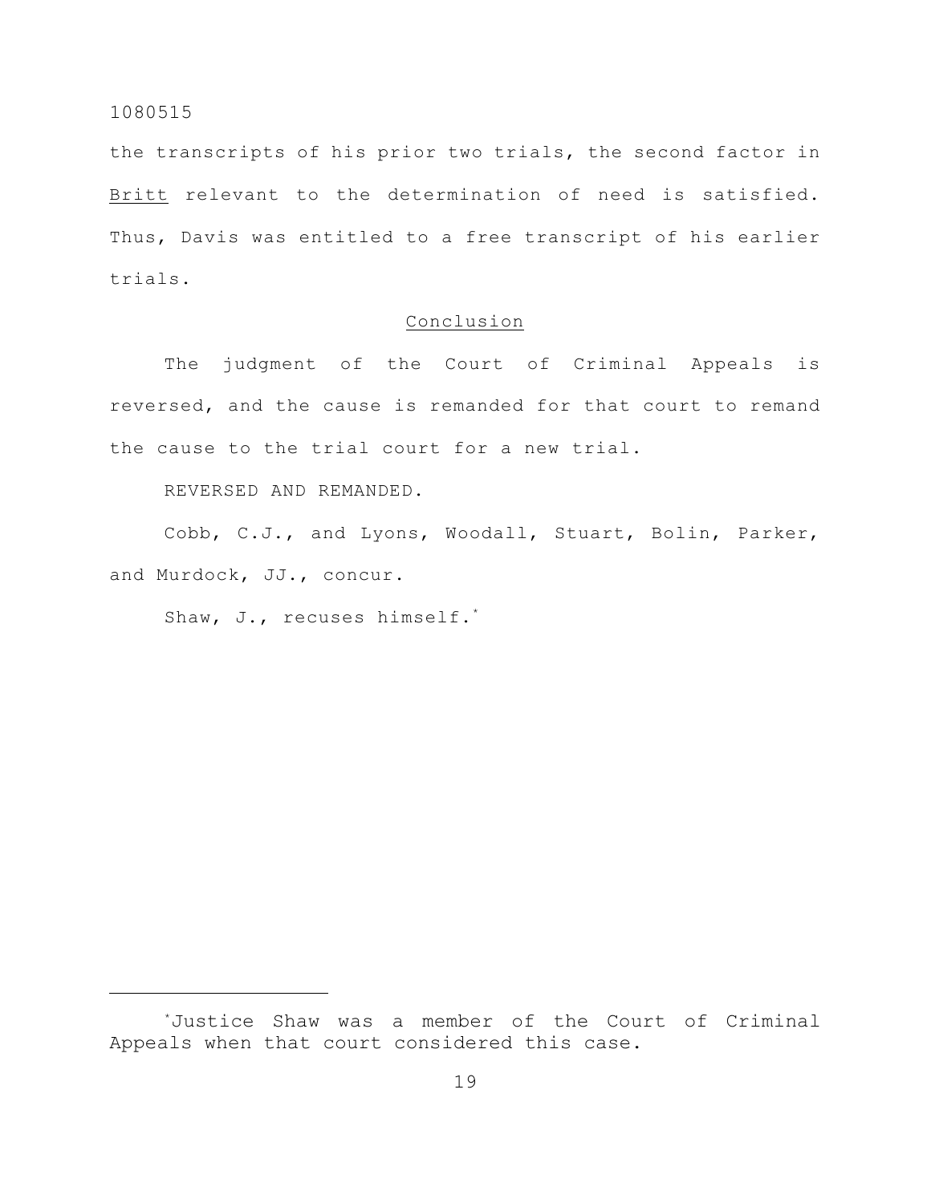the transcripts of his prior two trials, the second factor in Britt relevant to the determination of need is satisfied. Thus, Davis was entitled to a free transcript of his earlier trials.

## Conclusion

The judgment of the Court of Criminal Appeals is reversed, and the cause is remanded for that court to remand the cause to the trial court for a new trial.

REVERSED AND REMANDED.

Cobb, C.J., and Lyons, Woodall, Stuart, Bolin, Parker, and Murdock, JJ., concur.

Shaw, J., recuses himself.*

---

*Justice Shaw was a member of the Court of Criminal Appeals when that court considered this case.